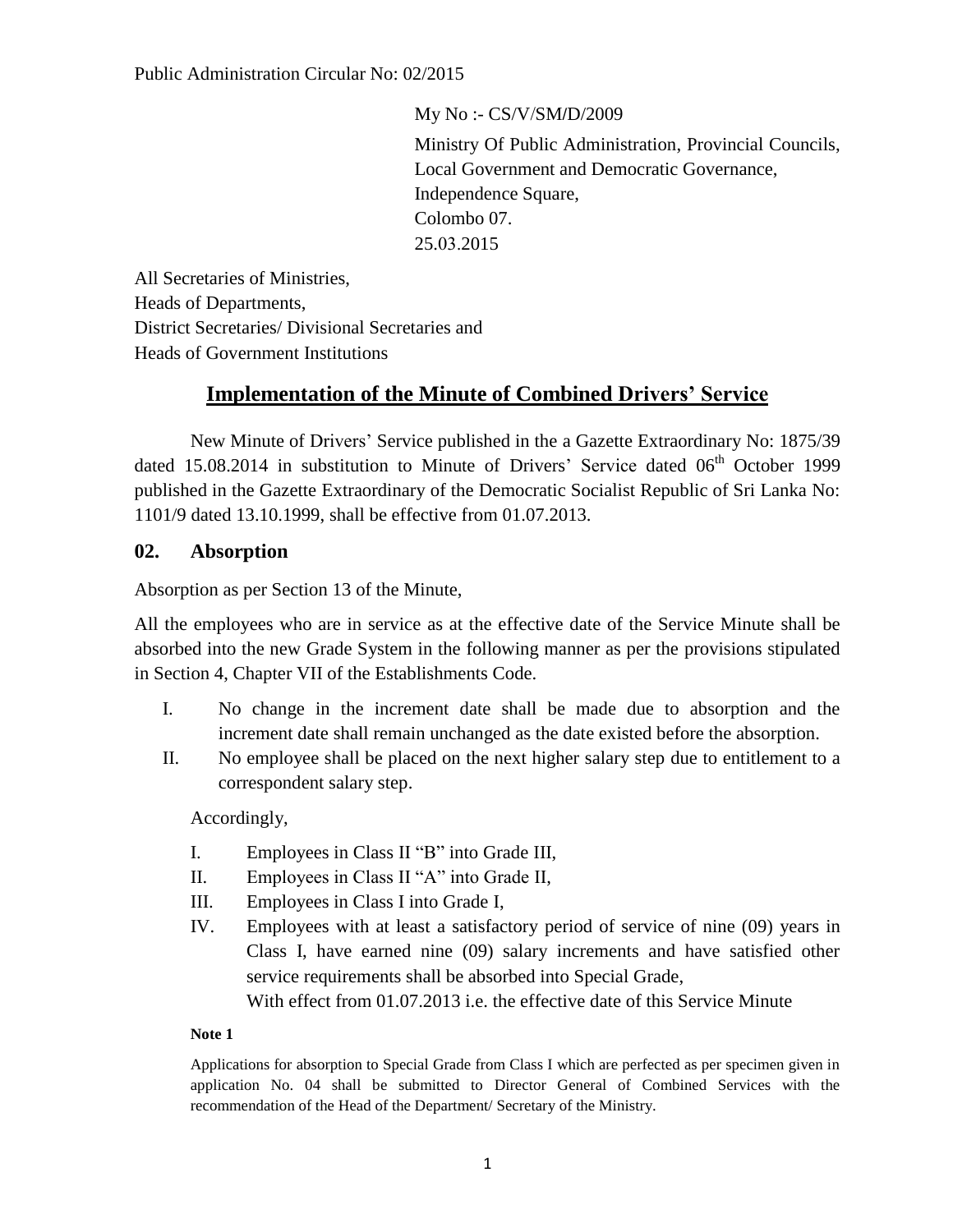Public Administration Circular No: 02/2015

My No :- CS/V/SM/D/2009

Ministry Of Public Administration, Provincial Councils,
Local Government and Democratic Governance,
Independence Square,
Colombo 07.
25.03.2015

All Secretaries of Ministries,
Heads of Departments,
District Secretaries/ Divisional Secretaries and
Heads of Government Institutions

# Implementation of the Minute of Combined Drivers' Service

New Minute of Drivers' Service published in the a Gazette Extraordinary No: 1875/39 dated 15.08.2014 in substitution to Minute of Drivers' Service dated 06th October 1999 published in the Gazette Extraordinary of the Democratic Socialist Republic of Sri Lanka No: 1101/9 dated 13.10.1999, shall be effective from 01.07.2013.

## 02. Absorption

Absorption as per Section 13 of the Minute,

All the employees who are in service as at the effective date of the Service Minute shall be absorbed into the new Grade System in the following manner as per the provisions stipulated in Section 4, Chapter VII of the Establishments Code.

I. No change in the increment date shall be made due to absorption and the increment date shall remain unchanged as the date existed before the absorption.

II. No employee shall be placed on the next higher salary step due to entitlement to a correspondent salary step.

Accordingly,

I. Employees in Class II "B" into Grade III,

II. Employees in Class II "A" into Grade II,

III. Employees in Class I into Grade I,

IV. Employees with at least a satisfactory period of service of nine (09) years in Class I, have earned nine (09) salary increments and have satisfied other service requirements shall be absorbed into Special Grade,

With effect from 01.07.2013 i.e. the effective date of this Service Minute

**Note 1**

Applications for absorption to Special Grade from Class I which are perfected as per specimen given in application No. 04 shall be submitted to Director General of Combined Services with the recommendation of the Head of the Department/ Secretary of the Ministry.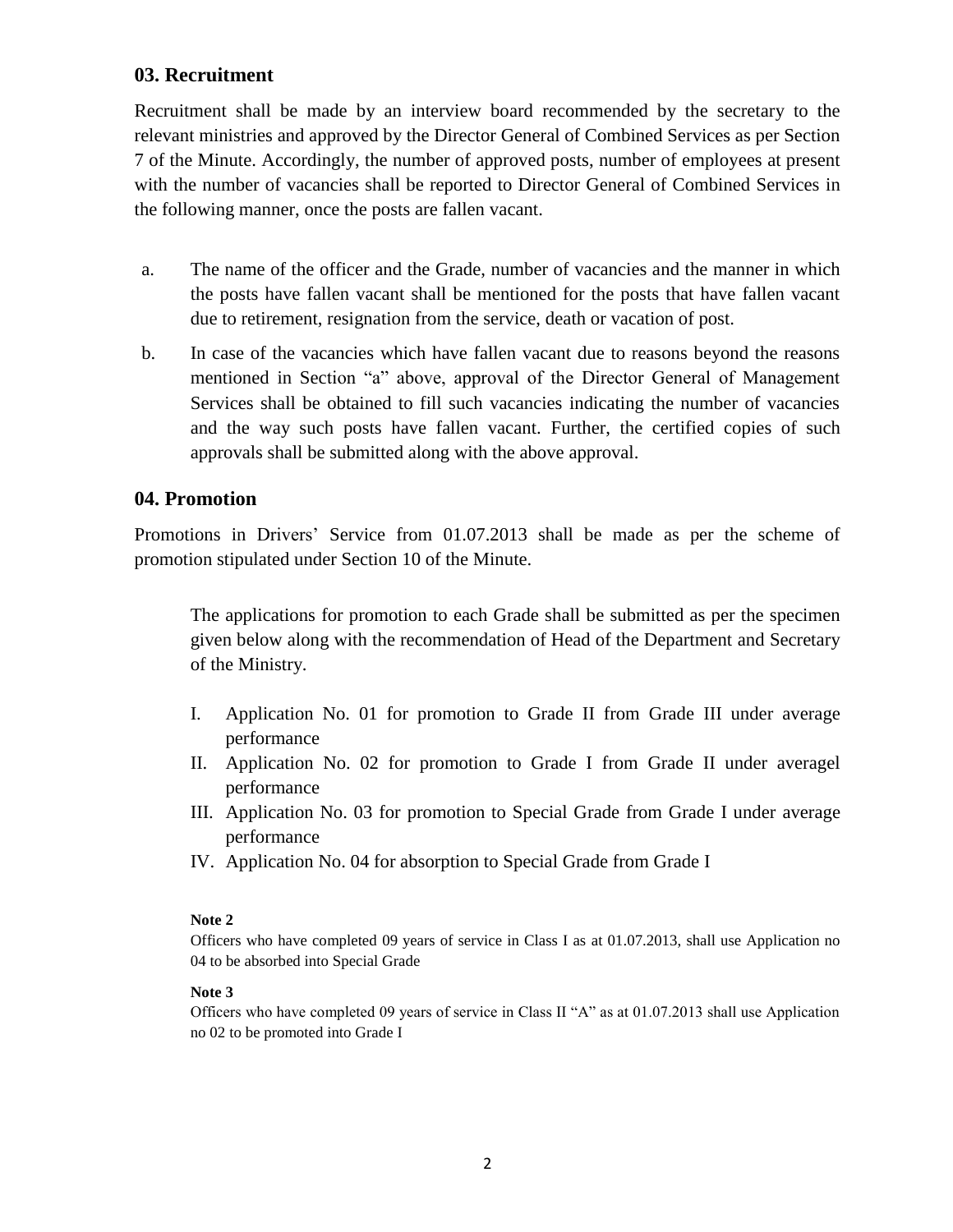## 03. Recruitment

Recruitment shall be made by an interview board recommended by the secretary to the relevant ministries and approved by the Director General of Combined Services as per Section 7 of the Minute. Accordingly, the number of approved posts, number of employees at present with the number of vacancies shall be reported to Director General of Combined Services in the following manner, once the posts are fallen vacant.

a. The name of the officer and the Grade, number of vacancies and the manner in which the posts have fallen vacant shall be mentioned for the posts that have fallen vacant due to retirement, resignation from the service, death or vacation of post.

b. In case of the vacancies which have fallen vacant due to reasons beyond the reasons mentioned in Section "a" above, approval of the Director General of Management Services shall be obtained to fill such vacancies indicating the number of vacancies and the way such posts have fallen vacant. Further, the certified copies of such approvals shall be submitted along with the above approval.

## 04. Promotion

Promotions in Drivers' Service from 01.07.2013 shall be made as per the scheme of promotion stipulated under Section 10 of the Minute.

The applications for promotion to each Grade shall be submitted as per the specimen given below along with the recommendation of Head of the Department and Secretary of the Ministry.

I. Application No. 01 for promotion to Grade II from Grade III under average performance
II. Application No. 02 for promotion to Grade I from Grade II under averagel performance
III. Application No. 03 for promotion to Special Grade from Grade I under average performance
IV. Application No. 04 for absorption to Special Grade from Grade I

**Note 2**

Officers who have completed 09 years of service in Class I as at 01.07.2013, shall use Application no 04 to be absorbed into Special Grade

**Note 3**

Officers who have completed 09 years of service in Class II "A" as at 01.07.2013 shall use Application no 02 to be promoted into Grade I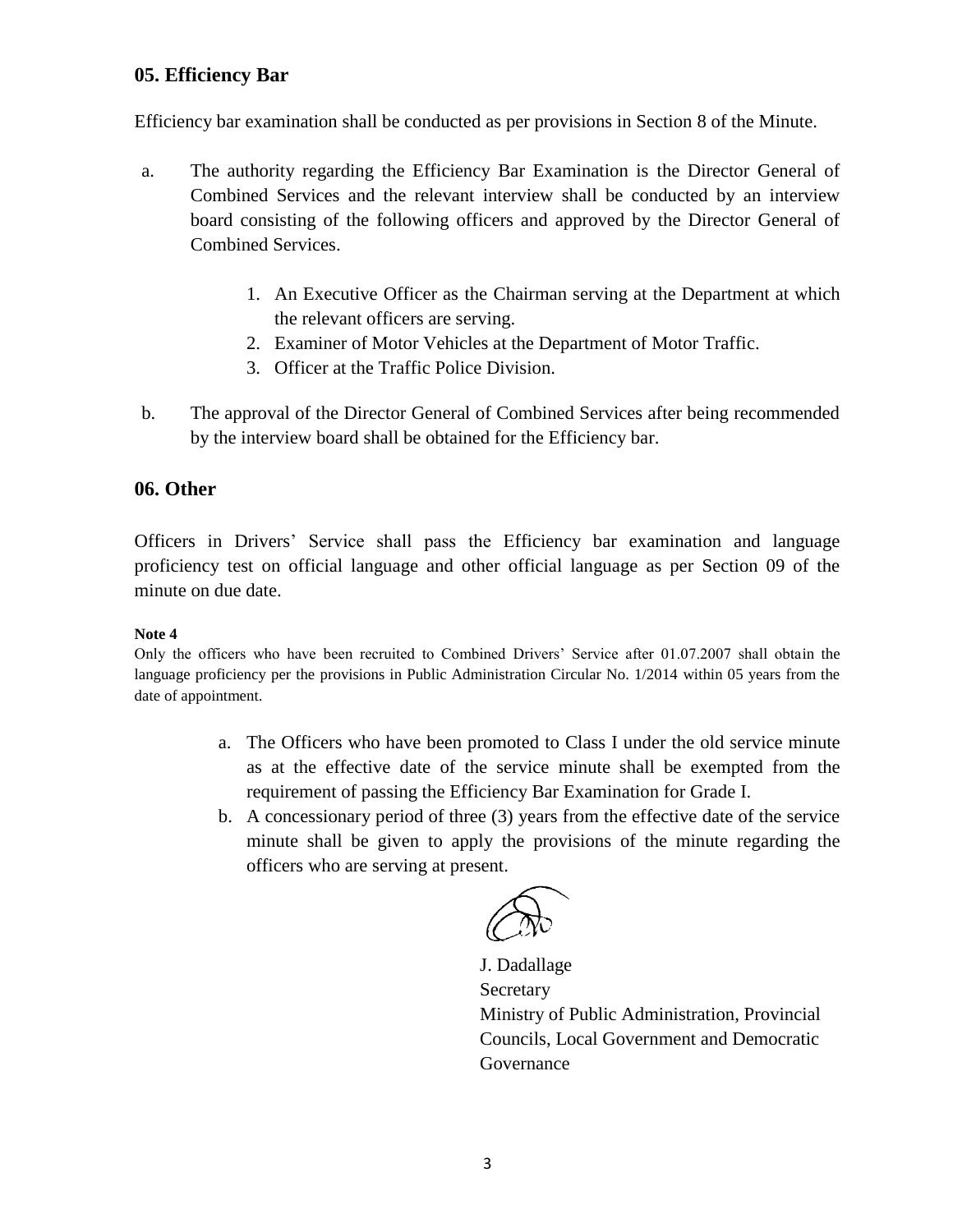## 05. Efficiency Bar

Efficiency bar examination shall be conducted as per provisions in Section 8 of the Minute.

a. The authority regarding the Efficiency Bar Examination is the Director General of Combined Services and the relevant interview shall be conducted by an interview board consisting of the following officers and approved by the Director General of Combined Services.

    1. An Executive Officer as the Chairman serving at the Department at which the relevant officers are serving.
    2. Examiner of Motor Vehicles at the Department of Motor Traffic.
    3. Officer at the Traffic Police Division.

b. The approval of the Director General of Combined Services after being recommended by the interview board shall be obtained for the Efficiency bar.

## 06. Other

Officers in Drivers' Service shall pass the Efficiency bar examination and language proficiency test on official language and other official language as per Section 09 of the minute on due date.

**Note 4**

Only the officers who have been recruited to Combined Drivers' Service after 01.07.2007 shall obtain the language proficiency per the provisions in Public Administration Circular No. 1/2014 within 05 years from the date of appointment.

a. The Officers who have been promoted to Class I under the old service minute as at the effective date of the service minute shall be exempted from the requirement of passing the Efficiency Bar Examination for Grade I.

b. A concessionary period of three (3) years from the effective date of the service minute shall be given to apply the provisions of the minute regarding the officers who are serving at present.

J. Dadallage
Secretary
Ministry of Public Administration, Provincial Councils, Local Government and Democratic Governance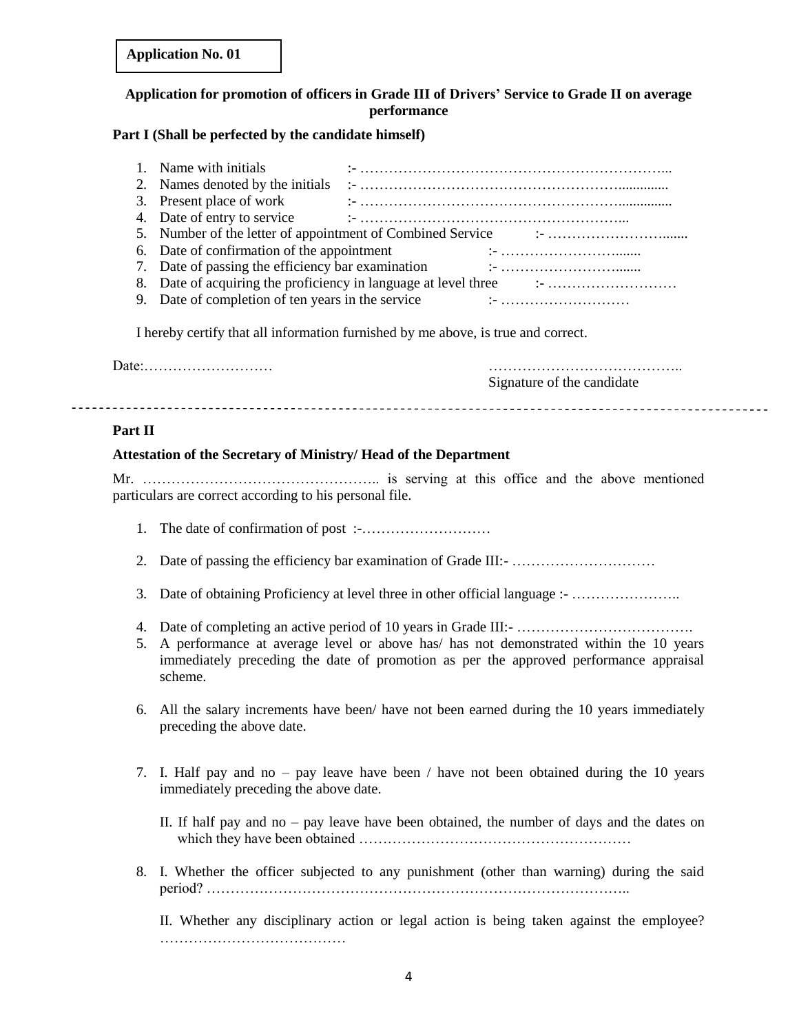**Application No. 01**

**Application for promotion of officers in Grade III of Drivers' Service to Grade II on average performance**

**Part I (Shall be perfected by the candidate himself)**

1. Name with initials :- ………………………………………………………...
2. Names denoted by the initials :- ………………………………………………..............
3. Present place of work :- ………………………………………………...............
4. Date of entry to service :- ………………………………………………...
5. Number of the letter of appointment of Combined Service :- ……………………........
6. Date of confirmation of the appointment :- ……………………........
7. Date of passing the efficiency bar examination :- ……………………........
8. Date of acquiring the proficiency in language at level three :- ………………………
9. Date of completion of ten years in the service :- ………………………

I hereby certify that all information furnished by me above, is true and correct.

Date:……………………… …………………………………..
Signature of the candidate

---

**Part II**

**Attestation of the Secretary of Ministry/ Head of the Department**

Mr. ………………………………………….. is serving at this office and the above mentioned particulars are correct according to his personal file.

1. The date of confirmation of post :-………………………
2. Date of passing the efficiency bar examination of Grade III:- …………………………
3. Date of obtaining Proficiency at level three in other official language :- …………………..
4. Date of completing an active period of 10 years in Grade III:- ……………………………….
5. A performance at average level or above has/ has not demonstrated within the 10 years immediately preceding the date of promotion as per the approved performance appraisal scheme.
6. All the salary increments have been/ have not been earned during the 10 years immediately preceding the above date.
7. I. Half pay and no – pay leave have been / have not been obtained during the 10 years immediately preceding the above date.

   II. If half pay and no – pay leave have been obtained, the number of days and the dates on which they have been obtained …………………………………………………
8. I. Whether the officer subjected to any punishment (other than warning) during the said period? …………………………………………………………………………..

   II. Whether any disciplinary action or legal action is being taken against the employee? …………………………………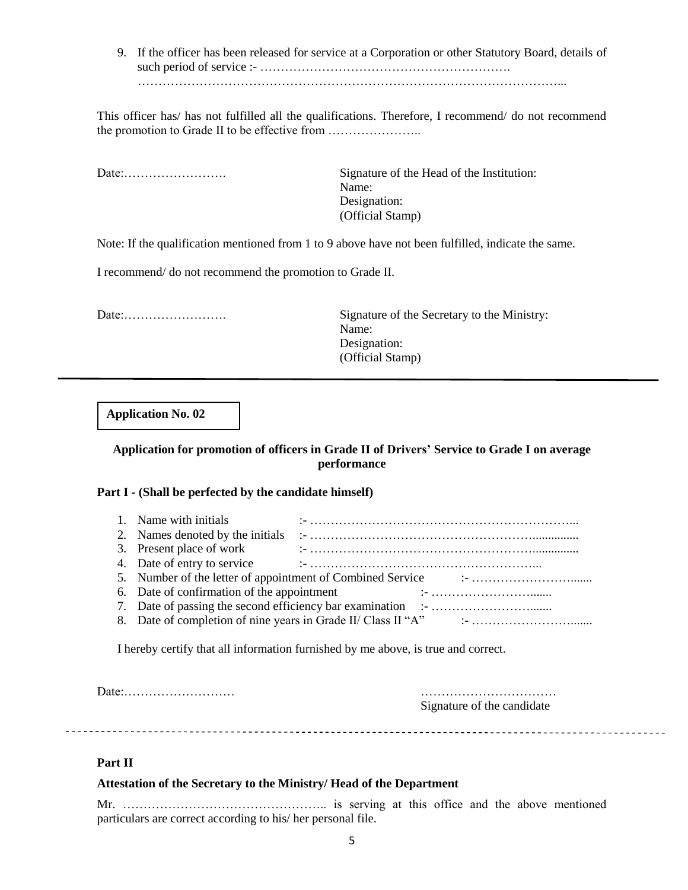9. If the officer has been released for service at a Corporation or other Statutory Board, details of such period of service :- ……………………………………………………. ……………………………………………………………………………………………...

This officer has/ has not fulfilled all the qualifications. Therefore, I recommend/ do not recommend the promotion to Grade II to be effective from …………………..

Date:…………………….

Signature of the Head of the Institution:
Name:
Designation:
(Official Stamp)

Note: If the qualification mentioned from 1 to 9 above have not been fulfilled, indicate the same.

I recommend/ do not recommend the promotion to Grade II.

Date:…………………….

Signature of the Secretary to the Ministry:
Name:
Designation:
(Official Stamp)

---

**Application No. 02**

**Application for promotion of officers in Grade II of Drivers' Service to Grade I on average performance**

**Part I - (Shall be perfected by the candidate himself)**

1. Name with initials :- ………………………………………………………...
2. Names denoted by the initials :- ………………………………………………..............
3. Present place of work :- ………………………………………………..............
4. Date of entry to service :- ………………………………………………...
5. Number of the letter of appointment of Combined Service :- ……………………........
6. Date of confirmation of the appointment :- ……………………........
7. Date of passing the second efficiency bar examination :- ……………………........
8. Date of completion of nine years in Grade II/ Class II "A" :- ……………………........

I hereby certify that all information furnished by me above, is true and correct.

Date:………………………

……………………………
Signature of the candidate

---

**Part II**

**Attestation of the Secretary to the Ministry/ Head of the Department**

Mr. ………………………………………….. is serving at this office and the above mentioned particulars are correct according to his/ her personal file.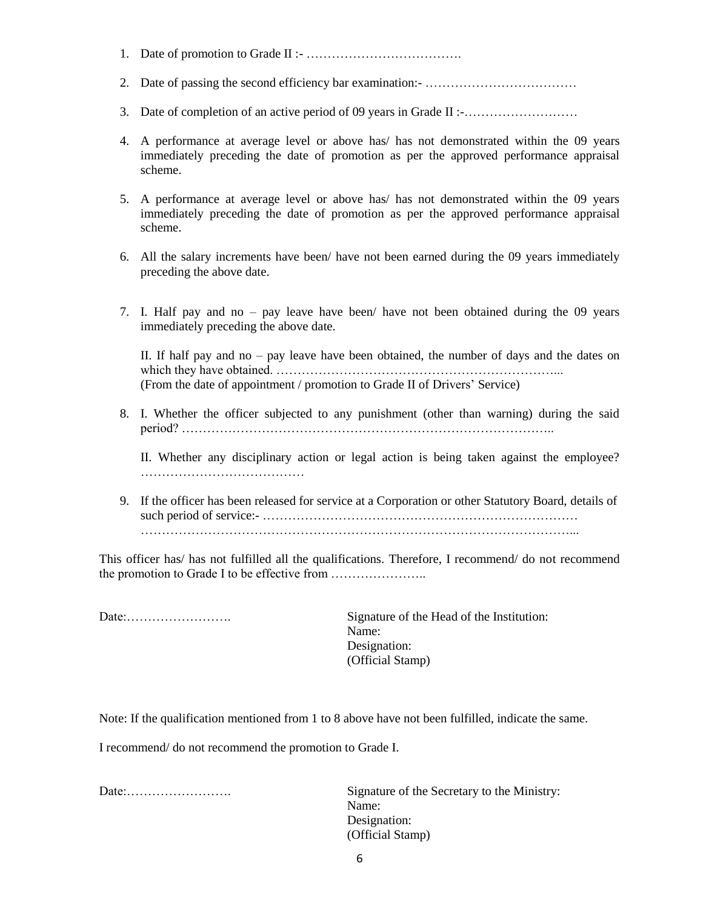1. Date of promotion to Grade II :- ……………………………….
2. Date of passing the second efficiency bar examination:- ………………………………
3. Date of completion of an active period of 09 years in Grade II :-………………………
4. A performance at average level or above has/ has not demonstrated within the 09 years immediately preceding the date of promotion as per the approved performance appraisal scheme.
5. A performance at average level or above has/ has not demonstrated within the 09 years immediately preceding the date of promotion as per the approved performance appraisal scheme.
6. All the salary increments have been/ have not been earned during the 09 years immediately preceding the above date.
7. I. Half pay and no – pay leave have been/ have not been obtained during the 09 years immediately preceding the above date.

   II. If half pay and no – pay leave have been obtained, the number of days and the dates on which they have obtained. …………………………………………………………...
   (From the date of appointment / promotion to Grade II of Drivers' Service)

8. I. Whether the officer subjected to any punishment (other than warning) during the said period? ……………………………………………………………………………..

   II. Whether any disciplinary action or legal action is being taken against the employee? …………………………………

9. If the officer has been released for service at a Corporation or other Statutory Board, details of such period of service:- …………………………………………………………………
   …………………………………………………………………………………………...

This officer has/ has not fulfilled all the qualifications. Therefore, I recommend/ do not recommend the promotion to Grade I to be effective from …………………..

Date:…………………….

Signature of the Head of the Institution:
Name:
Designation:
(Official Stamp)

Note: If the qualification mentioned from 1 to 8 above have not been fulfilled, indicate the same.

I recommend/ do not recommend the promotion to Grade I.

Date:…………………….

Signature of the Secretary to the Ministry:
Name:
Designation:
(Official Stamp)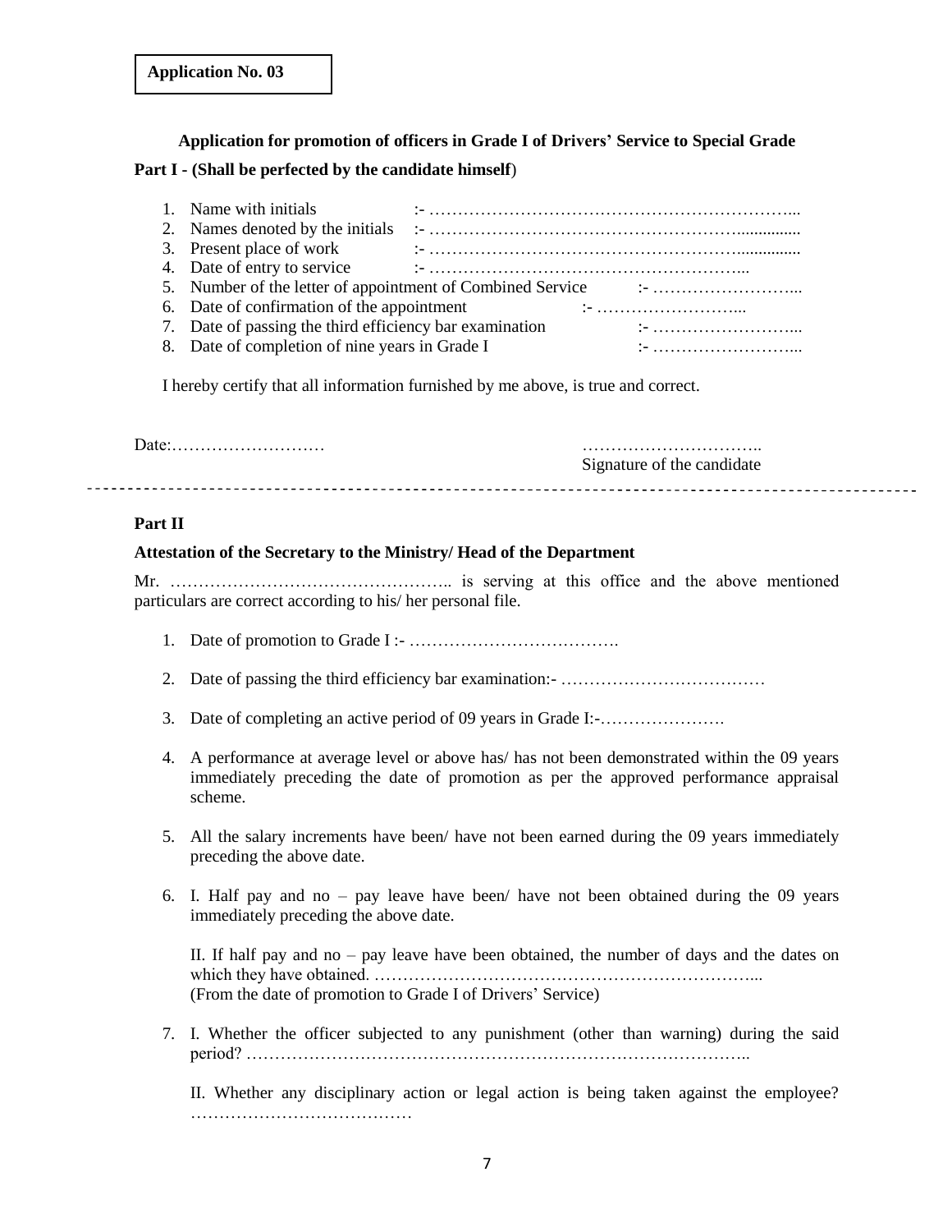**Application No. 03**

**Application for promotion of officers in Grade I of Drivers' Service to Special Grade**

**Part I - (Shall be perfected by the candidate himself)**

1. Name with initials :- ………………………………………………………...
2. Names denoted by the initials :- ………………………………………………..............
3. Present place of work :- ……………………………………………….............
4. Date of entry to service :- …………………………………………………...
5. Number of the letter of appointment of Combined Service :- ……………………...
6. Date of confirmation of the appointment :- ……………………...
7. Date of passing the third efficiency bar examination :- ……………………...
8. Date of completion of nine years in Grade I :- ……………………...

I hereby certify that all information furnished by me above, is true and correct.

Date:………………………

…………………………..
Signature of the candidate

---

**Part II**

**Attestation of the Secretary to the Ministry/ Head of the Department**

Mr. ………………………………………….. is serving at this office and the above mentioned particulars are correct according to his/ her personal file.

1. Date of promotion to Grade I :- ……………………………….
2. Date of passing the third efficiency bar examination:- ………………………………
3. Date of completing an active period of 09 years in Grade I:-………………….
4. A performance at average level or above has/ has not been demonstrated within the 09 years immediately preceding the date of promotion as per the approved performance appraisal scheme.
5. All the salary increments have been/ have not been earned during the 09 years immediately preceding the above date.
6. I. Half pay and no – pay leave have been/ have not been obtained during the 09 years immediately preceding the above date.

   II. If half pay and no – pay leave have been obtained, the number of days and the dates on which they have obtained. …………………………………………………………...
   (From the date of promotion to Grade I of Drivers' Service)
7. I. Whether the officer subjected to any punishment (other than warning) during the said period? …………………………………………………………………………..

   II. Whether any disciplinary action or legal action is being taken against the employee? …………………………………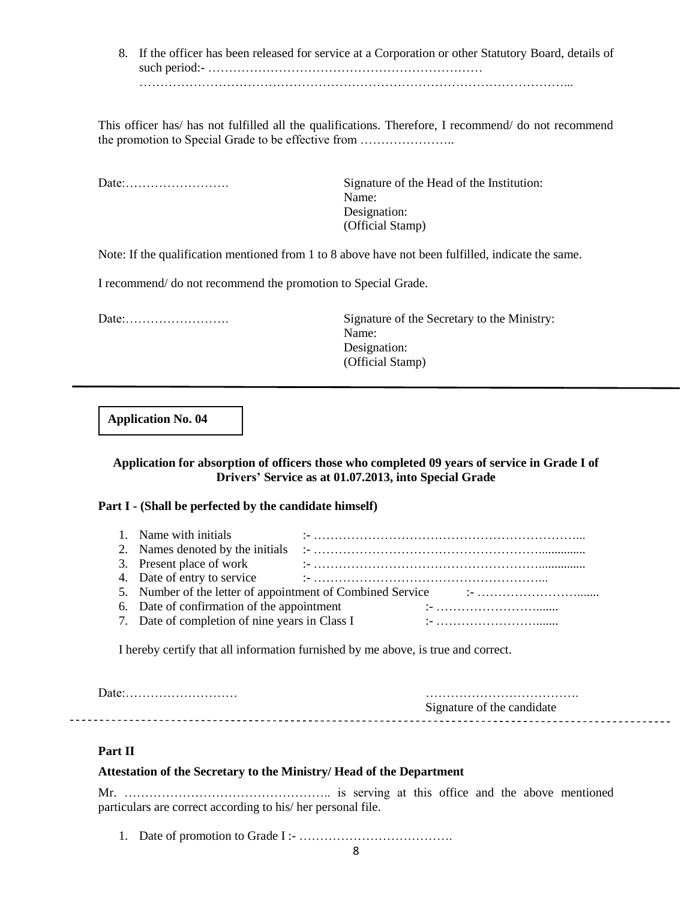8. If the officer has been released for service at a Corporation or other Statutory Board, details of such period:- …………………………………………………………
   ……………………………………………………………………………………………...

This officer has/ has not fulfilled all the qualifications. Therefore, I recommend/ do not recommend the promotion to Special Grade to be effective from …………………..

Date:…………………….

Signature of the Head of the Institution:
Name:
Designation:
(Official Stamp)

Note: If the qualification mentioned from 1 to 8 above have not been fulfilled, indicate the same.

I recommend/ do not recommend the promotion to Special Grade.

Date:…………………….

Signature of the Secretary to the Ministry:
Name:
Designation:
(Official Stamp)

---

**Application No. 04**

**Application for absorption of officers those who completed 09 years of service in Grade I of Drivers' Service as at 01.07.2013, into Special Grade**

**Part I - (Shall be perfected by the candidate himself)**

1. Name with initials :- ………………………………………………………...
2. Names denoted by the initials :- ……………………………………………….............
3. Present place of work :- ……………………………………………….............
4. Date of entry to service :- ………………………………………………...
5. Number of the letter of appointment of Combined Service :- ……………………….......
6. Date of confirmation of the appointment :- ……………………….......
7. Date of completion of nine years in Class I :- ……………………….......

I hereby certify that all information furnished by me above, is true and correct.

Date:………………………

……………………………….
Signature of the candidate

---

**Part II**

**Attestation of the Secretary to the Ministry/ Head of the Department**

Mr. ………………………………………….. is serving at this office and the above mentioned particulars are correct according to his/ her personal file.

1. Date of promotion to Grade I :- ……………………………….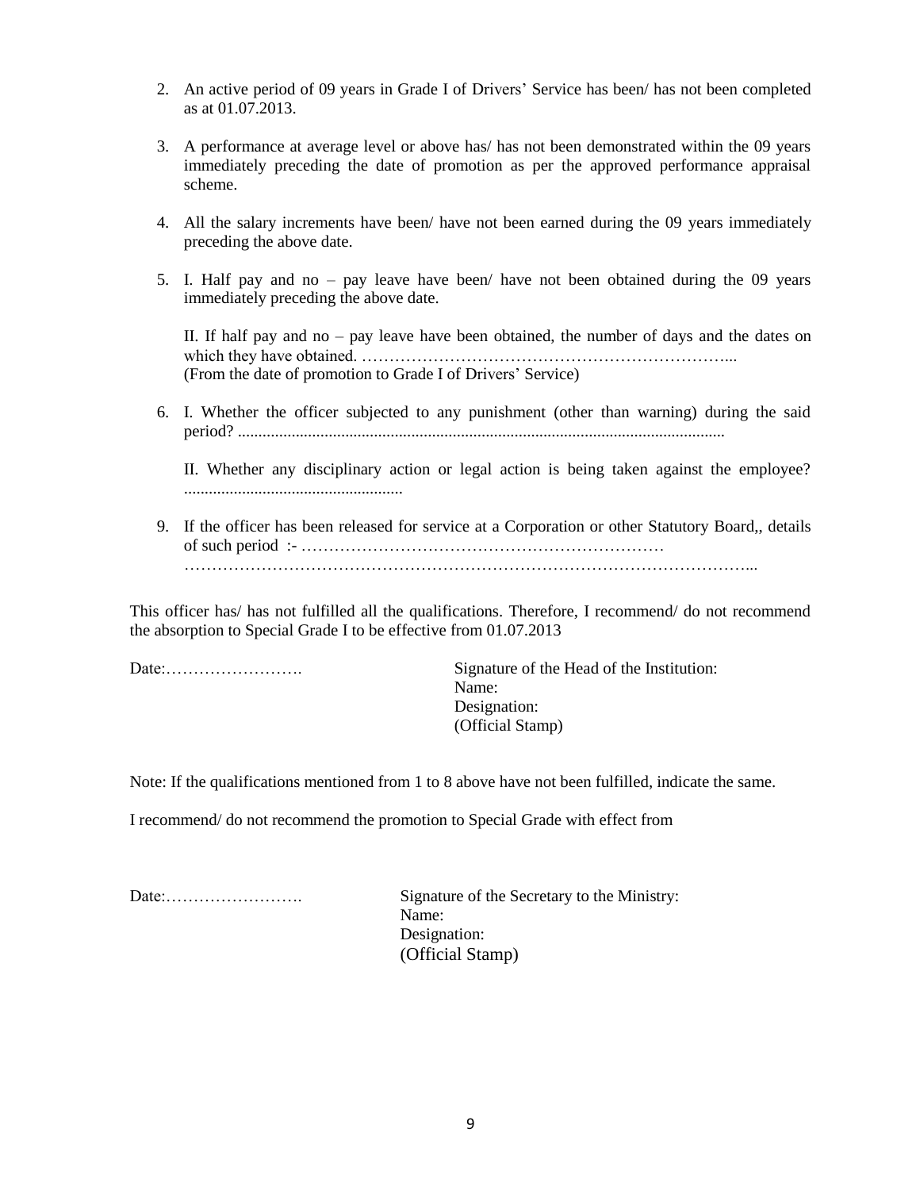2. An active period of 09 years in Grade I of Drivers' Service has been/ has not been completed as at 01.07.2013.

3. A performance at average level or above has/ has not been demonstrated within the 09 years immediately preceding the date of promotion as per the approved performance appraisal scheme.

4. All the salary increments have been/ have not been earned during the 09 years immediately preceding the above date.

5. I. Half pay and no – pay leave have been/ have not been obtained during the 09 years immediately preceding the above date.

   II. If half pay and no – pay leave have been obtained, the number of days and the dates on which they have obtained. …………………………………………………………...
   (From the date of promotion to Grade I of Drivers' Service)

6. I. Whether the officer subjected to any punishment (other than warning) during the said period? ....................................................................................................................

   II. Whether any disciplinary action or legal action is being taken against the employee? .....................................................

9. If the officer has been released for service at a Corporation or other Statutory Board,, details of such period :- …………………………………………………………
   …………………………………………………………………………………………...

This officer has/ has not fulfilled all the qualifications. Therefore, I recommend/ do not recommend the absorption to Special Grade I to be effective from 01.07.2013

Date:…………………….

Signature of the Head of the Institution:
Name:
Designation:
(Official Stamp)

Note: If the qualifications mentioned from 1 to 8 above have not been fulfilled, indicate the same.

I recommend/ do not recommend the promotion to Special Grade with effect from

Date:…………………….

Signature of the Secretary to the Ministry:
Name:
Designation:
(Official Stamp)